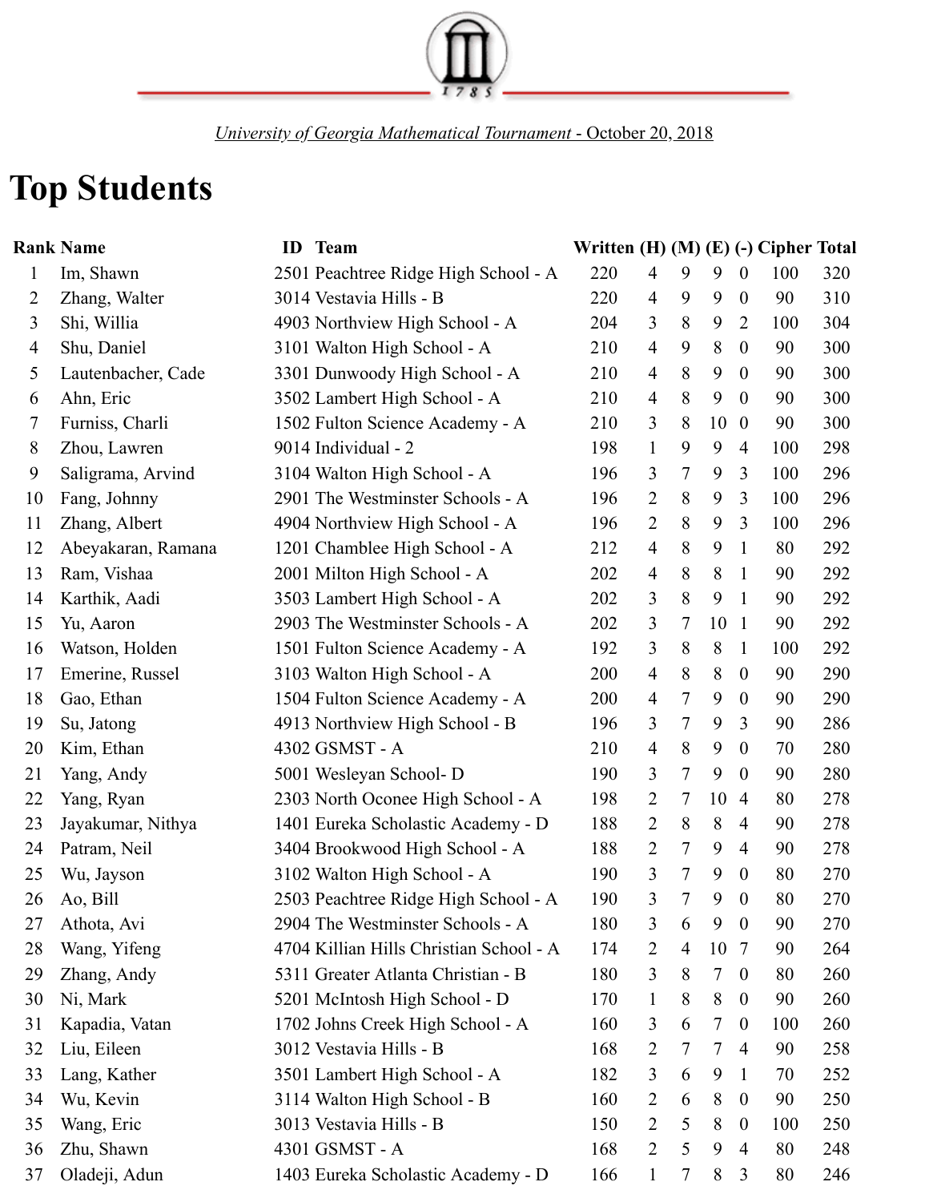University of Georgia Mathematical Tournament - October 20, 2018

# Top Students

| Rank | Name | ID | Team | Written | (H) | (M) | (E) | (-) | Cipher | Total |
|---|---|---|---|---|---|---|---|---|---|---|
| 1 | Im, Shawn | 2501 | Peachtree Ridge High School - A | 220 | 4 | 9 | 9 | 0 | 100 | 320 |
| 2 | Zhang, Walter | 3014 | Vestavia Hills - B | 220 | 4 | 9 | 9 | 0 | 90 | 310 |
| 3 | Shi, Willia | 4903 | Northview High School - A | 204 | 3 | 8 | 9 | 2 | 100 | 304 |
| 4 | Shu, Daniel | 3101 | Walton High School - A | 210 | 4 | 9 | 8 | 0 | 90 | 300 |
| 5 | Lautenbacher, Cade | 3301 | Dunwoody High School - A | 210 | 4 | 8 | 9 | 0 | 90 | 300 |
| 6 | Ahn, Eric | 3502 | Lambert High School - A | 210 | 4 | 8 | 9 | 0 | 90 | 300 |
| 7 | Furniss, Charli | 1502 | Fulton Science Academy - A | 210 | 3 | 8 | 10 | 0 | 90 | 300 |
| 8 | Zhou, Lawren | 9014 | Individual - 2 | 198 | 1 | 9 | 9 | 4 | 100 | 298 |
| 9 | Saligrama, Arvind | 3104 | Walton High School - A | 196 | 3 | 7 | 9 | 3 | 100 | 296 |
| 10 | Fang, Johnny | 2901 | The Westminster Schools - A | 196 | 2 | 8 | 9 | 3 | 100 | 296 |
| 11 | Zhang, Albert | 4904 | Northview High School - A | 196 | 2 | 8 | 9 | 3 | 100 | 296 |
| 12 | Abeyakaran, Ramana | 1201 | Chamblee High School - A | 212 | 4 | 8 | 9 | 1 | 80 | 292 |
| 13 | Ram, Vishaa | 2001 | Milton High School - A | 202 | 4 | 8 | 8 | 1 | 90 | 292 |
| 14 | Karthik, Aadi | 3503 | Lambert High School - A | 202 | 3 | 8 | 9 | 1 | 90 | 292 |
| 15 | Yu, Aaron | 2903 | The Westminster Schools - A | 202 | 3 | 7 | 10 | 1 | 90 | 292 |
| 16 | Watson, Holden | 1501 | Fulton Science Academy - A | 192 | 3 | 8 | 8 | 1 | 100 | 292 |
| 17 | Emerine, Russel | 3103 | Walton High School - A | 200 | 4 | 8 | 8 | 0 | 90 | 290 |
| 18 | Gao, Ethan | 1504 | Fulton Science Academy - A | 200 | 4 | 7 | 9 | 0 | 90 | 290 |
| 19 | Su, Jatong | 4913 | Northview High School - B | 196 | 3 | 7 | 9 | 3 | 90 | 286 |
| 20 | Kim, Ethan | 4302 | GSMST - A | 210 | 4 | 8 | 9 | 0 | 70 | 280 |
| 21 | Yang, Andy | 5001 | Wesleyan School- D | 190 | 3 | 7 | 9 | 0 | 90 | 280 |
| 22 | Yang, Ryan | 2303 | North Oconee High School - A | 198 | 2 | 7 | 10 | 4 | 80 | 278 |
| 23 | Jayakumar, Nithya | 1401 | Eureka Scholastic Academy - D | 188 | 2 | 8 | 8 | 4 | 90 | 278 |
| 24 | Patram, Neil | 3404 | Brookwood High School - A | 188 | 2 | 7 | 9 | 4 | 90 | 278 |
| 25 | Wu, Jayson | 3102 | Walton High School - A | 190 | 3 | 7 | 9 | 0 | 80 | 270 |
| 26 | Ao, Bill | 2503 | Peachtree Ridge High School - A | 190 | 3 | 7 | 9 | 0 | 80 | 270 |
| 27 | Athota, Avi | 2904 | The Westminster Schools - A | 180 | 3 | 6 | 9 | 0 | 90 | 270 |
| 28 | Wang, Yifeng | 4704 | Killian Hills Christian School - A | 174 | 2 | 4 | 10 | 7 | 90 | 264 |
| 29 | Zhang, Andy | 5311 | Greater Atlanta Christian - B | 180 | 3 | 8 | 7 | 0 | 80 | 260 |
| 30 | Ni, Mark | 5201 | McIntosh High School - D | 170 | 1 | 8 | 8 | 0 | 90 | 260 |
| 31 | Kapadia, Vatan | 1702 | Johns Creek High School - A | 160 | 3 | 6 | 7 | 0 | 100 | 260 |
| 32 | Liu, Eileen | 3012 | Vestavia Hills - B | 168 | 2 | 7 | 7 | 4 | 90 | 258 |
| 33 | Lang, Kather | 3501 | Lambert High School - A | 182 | 3 | 6 | 9 | 1 | 70 | 252 |
| 34 | Wu, Kevin | 3114 | Walton High School - B | 160 | 2 | 6 | 8 | 0 | 90 | 250 |
| 35 | Wang, Eric | 3013 | Vestavia Hills - B | 150 | 2 | 5 | 8 | 0 | 100 | 250 |
| 36 | Zhu, Shawn | 4301 | GSMST - A | 168 | 2 | 5 | 9 | 4 | 80 | 248 |
| 37 | Oladeji, Adun | 1403 | Eureka Scholastic Academy - D | 166 | 1 | 7 | 8 | 3 | 80 | 246 |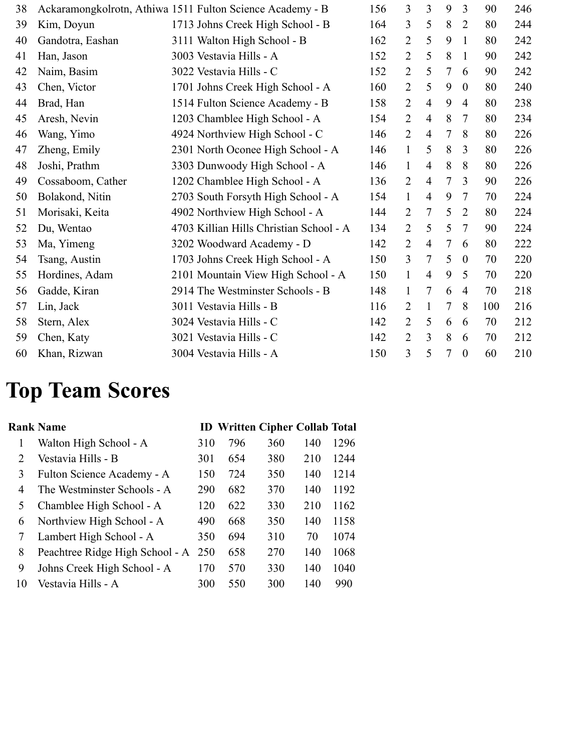| | | | | | | | | | |
|---|---|---|---|---|---|---|---|---|---|
| 38 | Ackaramongkolrotn, Athiwa | 1511 Fulton Science Academy - B | 156 | 3 | 3 | 9 | 3 | 90 | 246 |
| 39 | Kim, Doyun | 1713 Johns Creek High School - B | 164 | 3 | 5 | 8 | 2 | 80 | 244 |
| 40 | Gandotra, Eashan | 3111 Walton High School - B | 162 | 2 | 5 | 9 | 1 | 80 | 242 |
| 41 | Han, Jason | 3003 Vestavia Hills - A | 152 | 2 | 5 | 8 | 1 | 90 | 242 |
| 42 | Naim, Basim | 3022 Vestavia Hills - C | 152 | 2 | 5 | 7 | 6 | 90 | 242 |
| 43 | Chen, Victor | 1701 Johns Creek High School - A | 160 | 2 | 5 | 9 | 0 | 80 | 240 |
| 44 | Brad, Han | 1514 Fulton Science Academy - B | 158 | 2 | 4 | 9 | 4 | 80 | 238 |
| 45 | Aresh, Nevin | 1203 Chamblee High School - A | 154 | 2 | 4 | 8 | 7 | 80 | 234 |
| 46 | Wang, Yimo | 4924 Northview High School - C | 146 | 2 | 4 | 7 | 8 | 80 | 226 |
| 47 | Zheng, Emily | 2301 North Oconee High School - A | 146 | 1 | 5 | 8 | 3 | 80 | 226 |
| 48 | Joshi, Prathm | 3303 Dunwoody High School - A | 146 | 1 | 4 | 8 | 8 | 80 | 226 |
| 49 | Cossaboom, Cather | 1202 Chamblee High School - A | 136 | 2 | 4 | 7 | 3 | 90 | 226 |
| 50 | Bolakond, Nitin | 2703 South Forsyth High School - A | 154 | 1 | 4 | 9 | 7 | 70 | 224 |
| 51 | Morisaki, Keita | 4902 Northview High School - A | 144 | 2 | 7 | 5 | 2 | 80 | 224 |
| 52 | Du, Wentao | 4703 Killian Hills Christian School - A | 134 | 2 | 5 | 5 | 7 | 90 | 224 |
| 53 | Ma, Yimeng | 3202 Woodward Academy - D | 142 | 2 | 4 | 7 | 6 | 80 | 222 |
| 54 | Tsang, Austin | 1703 Johns Creek High School - A | 150 | 3 | 7 | 5 | 0 | 70 | 220 |
| 55 | Hordines, Adam | 2101 Mountain View High School - A | 150 | 1 | 4 | 9 | 5 | 70 | 220 |
| 56 | Gadde, Kiran | 2914 The Westminster Schools - B | 148 | 1 | 7 | 6 | 4 | 70 | 218 |
| 57 | Lin, Jack | 3011 Vestavia Hills - B | 116 | 2 | 1 | 7 | 8 | 100 | 216 |
| 58 | Stern, Alex | 3024 Vestavia Hills - C | 142 | 2 | 5 | 6 | 6 | 70 | 212 |
| 59 | Chen, Katy | 3021 Vestavia Hills - C | 142 | 2 | 3 | 8 | 6 | 70 | 212 |
| 60 | Khan, Rizwan | 3004 Vestavia Hills - A | 150 | 3 | 5 | 7 | 0 | 60 | 210 |

# Top Team Scores

| Rank | Name | ID | Written | Cipher | Collab | Total |
|---|---|---|---|---|---|---|
| 1 | Walton High School - A | 310 | 796 | 360 | 140 | 1296 |
| 2 | Vestavia Hills - B | 301 | 654 | 380 | 210 | 1244 |
| 3 | Fulton Science Academy - A | 150 | 724 | 350 | 140 | 1214 |
| 4 | The Westminster Schools - A | 290 | 682 | 370 | 140 | 1192 |
| 5 | Chamblee High School - A | 120 | 622 | 330 | 210 | 1162 |
| 6 | Northview High School - A | 490 | 668 | 350 | 140 | 1158 |
| 7 | Lambert High School - A | 350 | 694 | 310 | 70 | 1074 |
| 8 | Peachtree Ridge High School - A | 250 | 658 | 270 | 140 | 1068 |
| 9 | Johns Creek High School - A | 170 | 570 | 330 | 140 | 1040 |
| 10 | Vestavia Hills - A | 300 | 550 | 300 | 140 | 990 |